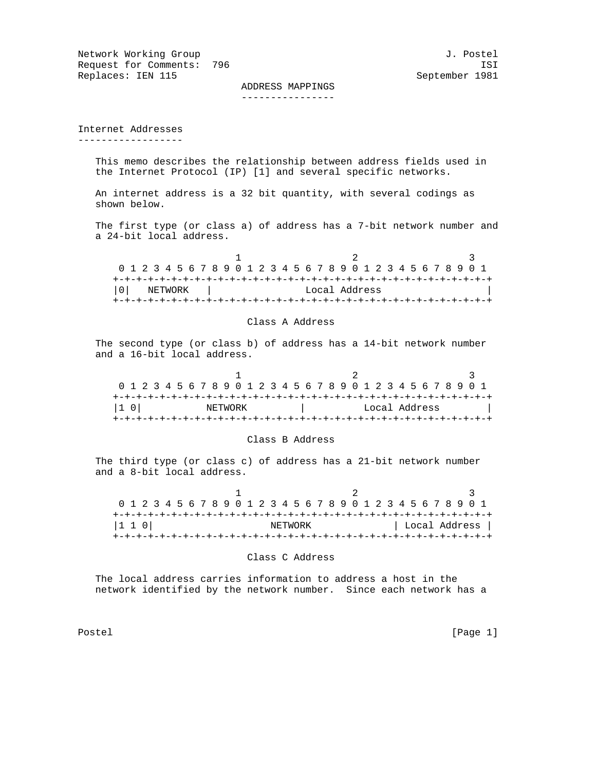Network Working Group                                          J. Postel
Request for Comments:  796                                           ISI
Replaces: IEN 115                                         September 1981

# ADDRESS MAPPINGS

## Internet Addresses

This memo describes the relationship between address fields used in the Internet Protocol (IP) [1] and several specific networks.

An internet address is a 32 bit quantity, with several codings as shown below.

The first type (or class a) of address has a 7-bit network number and a 24-bit local address.

```
                     1                   2                   3
 0 1 2 3 4 5 6 7 8 9 0 1 2 3 4 5 6 7 8 9 0 1 2 3 4 5 6 7 8 9 0 1
+-+-+-+-+-+-+-+-+-+-+-+-+-+-+-+-+-+-+-+-+-+-+-+-+-+-+-+-+-+-+-+-+
|0|   NETWORK   |                Local Address                  |
+-+-+-+-+-+-+-+-+-+-+-+-+-+-+-+-+-+-+-+-+-+-+-+-+-+-+-+-+-+-+-+-+
```

Class A Address

The second type (or class b) of address has a 14-bit network number and a 16-bit local address.

```
                     1                   2                   3
 0 1 2 3 4 5 6 7 8 9 0 1 2 3 4 5 6 7 8 9 0 1 2 3 4 5 6 7 8 9 0 1
+-+-+-+-+-+-+-+-+-+-+-+-+-+-+-+-+-+-+-+-+-+-+-+-+-+-+-+-+-+-+-+-+
|1 0|           NETWORK         |          Local Address        |
+-+-+-+-+-+-+-+-+-+-+-+-+-+-+-+-+-+-+-+-+-+-+-+-+-+-+-+-+-+-+-+-+
```

Class B Address

The third type (or class c) of address has a 21-bit network number and a 8-bit local address.

```
                     1                   2                   3
 0 1 2 3 4 5 6 7 8 9 0 1 2 3 4 5 6 7 8 9 0 1 2 3 4 5 6 7 8 9 0 1
+-+-+-+-+-+-+-+-+-+-+-+-+-+-+-+-+-+-+-+-+-+-+-+-+-+-+-+-+-+-+-+-+
|1 1 0|                    NETWORK              | Local Address |
+-+-+-+-+-+-+-+-+-+-+-+-+-+-+-+-+-+-+-+-+-+-+-+-+-+-+-+-+-+-+-+-+
```

Class C Address

The local address carries information to address a host in the network identified by the network number.  Since each network has a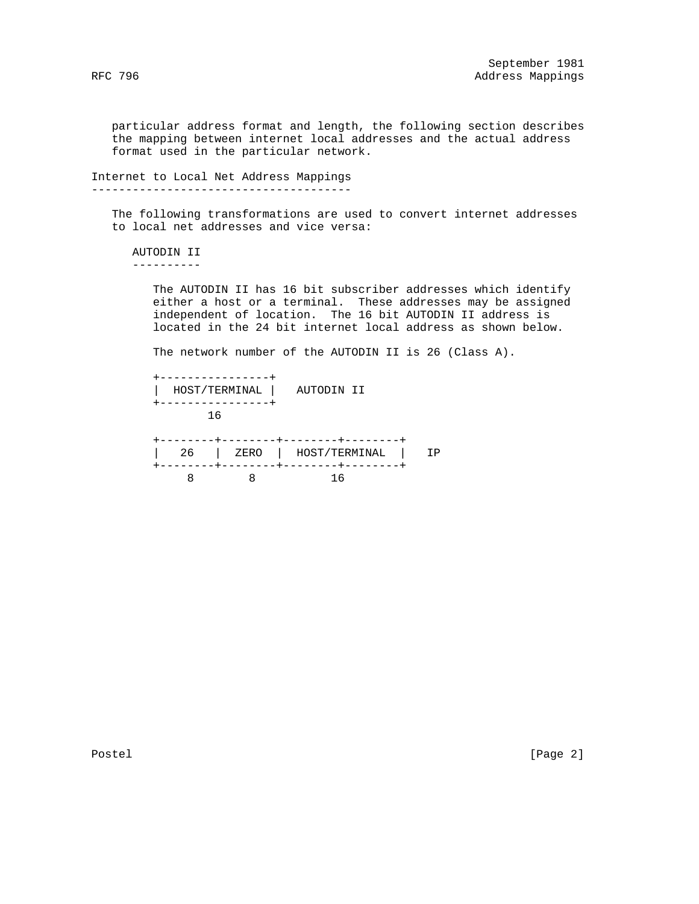particular address format and length, the following section describes the mapping between internet local addresses and the actual address format used in the particular network.

## Internet to Local Net Address Mappings

The following transformations are used to convert internet addresses to local net addresses and vice versa:

### AUTODIN II

The AUTODIN II has 16 bit subscriber addresses which identify either a host or a terminal. These addresses may be assigned independent of location. The 16 bit AUTODIN II address is located in the 24 bit internet local address as shown below.

The network number of the AUTODIN II is 26 (Class A).

```
+----------------+
|  HOST/TERMINAL |   AUTODIN II
+----------------+
        16

+--------+--------+--------+--------+
|   26   |  ZERO  |  HOST/TERMINAL  |   IP
+--------+--------+--------+--------+
     8        8          16
```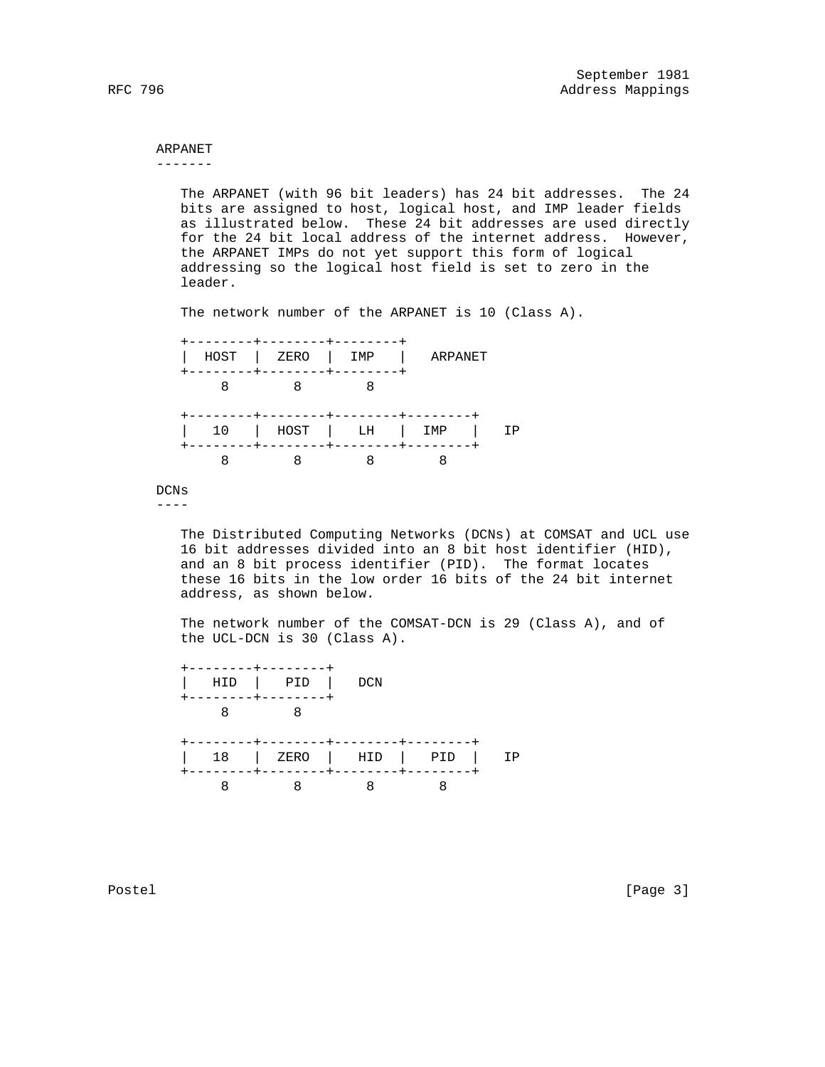## ARPANET

The ARPANET (with 96 bit leaders) has 24 bit addresses. The 24 bits are assigned to host, logical host, and IMP leader fields as illustrated below. These 24 bit addresses are used directly for the 24 bit local address of the internet address. However, the ARPANET IMPs do not yet support this form of logical addressing so the logical host field is set to zero in the leader.

The network number of the ARPANET is 10 (Class A).

```
+--------+--------+--------+
|  HOST  |  ZERO  |  IMP   |   ARPANET
+--------+--------+--------+
     8        8        8

+--------+--------+--------+--------+
|   10   |  HOST  |   LH   |  IMP   |   IP
+--------+--------+--------+--------+
     8        8        8        8
```

## DCNs

The Distributed Computing Networks (DCNs) at COMSAT and UCL use 16 bit addresses divided into an 8 bit host identifier (HID), and an 8 bit process identifier (PID). The format locates these 16 bits in the low order 16 bits of the 24 bit internet address, as shown below.

The network number of the COMSAT-DCN is 29 (Class A), and of the UCL-DCN is 30 (Class A).

```
+--------+--------+
|  HID   |  PID   |   DCN
+--------+--------+
     8        8

+--------+--------+--------+--------+
|   18   |  ZERO  |  HID   |  PID   |   IP
+--------+--------+--------+--------+
     8        8        8        8
```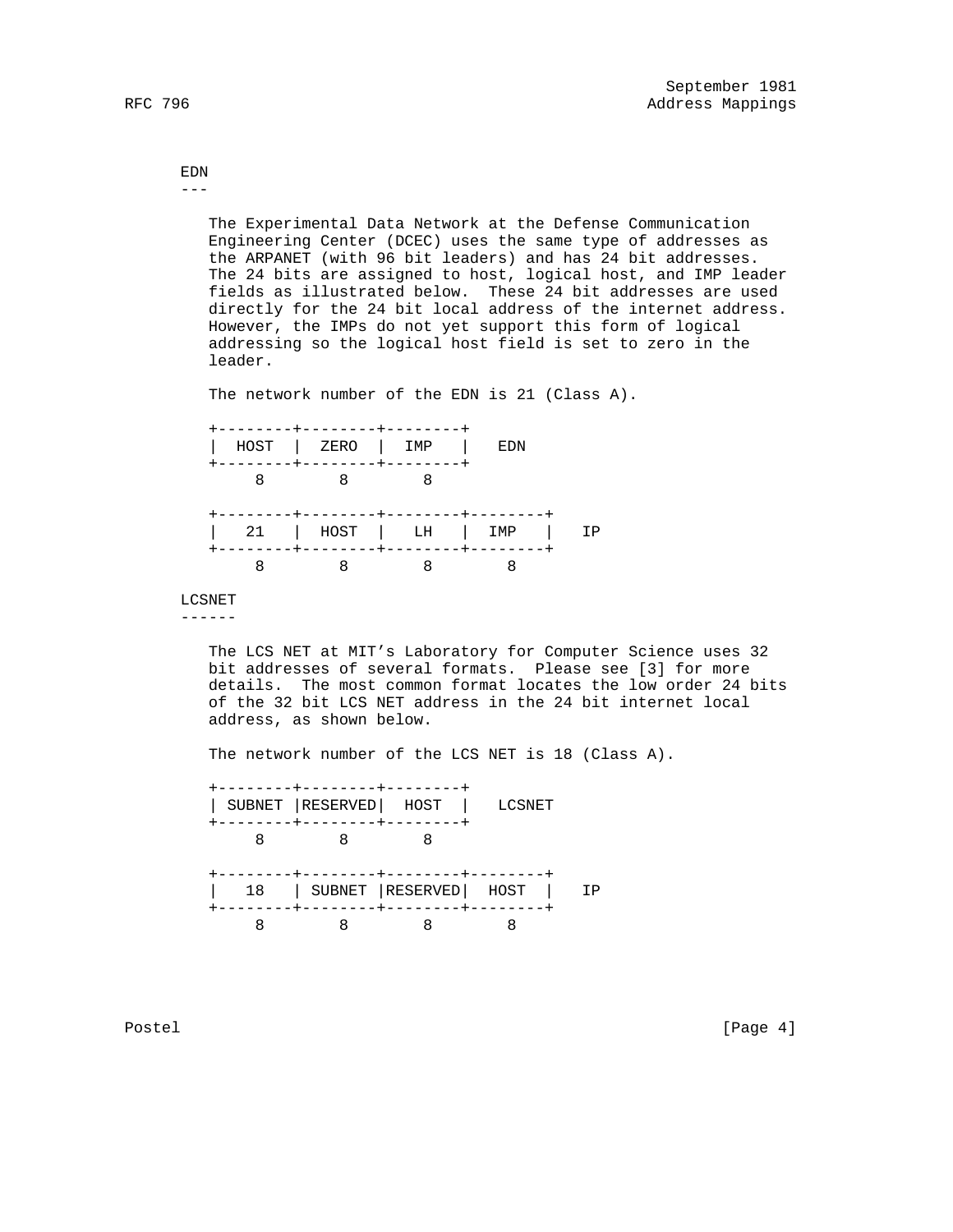## EDN

The Experimental Data Network at the Defense Communication Engineering Center (DCEC) uses the same type of addresses as the ARPANET (with 96 bit leaders) and has 24 bit addresses. The 24 bits are assigned to host, logical host, and IMP leader fields as illustrated below. These 24 bit addresses are used directly for the 24 bit local address of the internet address. However, the IMPs do not yet support this form of logical addressing so the logical host field is set to zero in the leader.

The network number of the EDN is 21 (Class A).

```
+--------+--------+--------+
|  HOST  |  ZERO  |  IMP   |   EDN
+--------+--------+--------+
     8        8        8

+--------+--------+--------+--------+
|   21   |  HOST  |   LH   |  IMP   |   IP
+--------+--------+--------+--------+
     8        8        8        8
```

## LCSNET

The LCS NET at MIT's Laboratory for Computer Science uses 32 bit addresses of several formats. Please see [3] for more details. The most common format locates the low order 24 bits of the 32 bit LCS NET address in the 24 bit internet local address, as shown below.

The network number of the LCS NET is 18 (Class A).

```
+--------+--------+--------+
| SUBNET |RESERVED|  HOST  |   LCSNET
+--------+--------+--------+
     8        8        8

+--------+--------+--------+--------+
|   18   | SUBNET |RESERVED|  HOST  |   IP
+--------+--------+--------+--------+
     8        8        8        8
```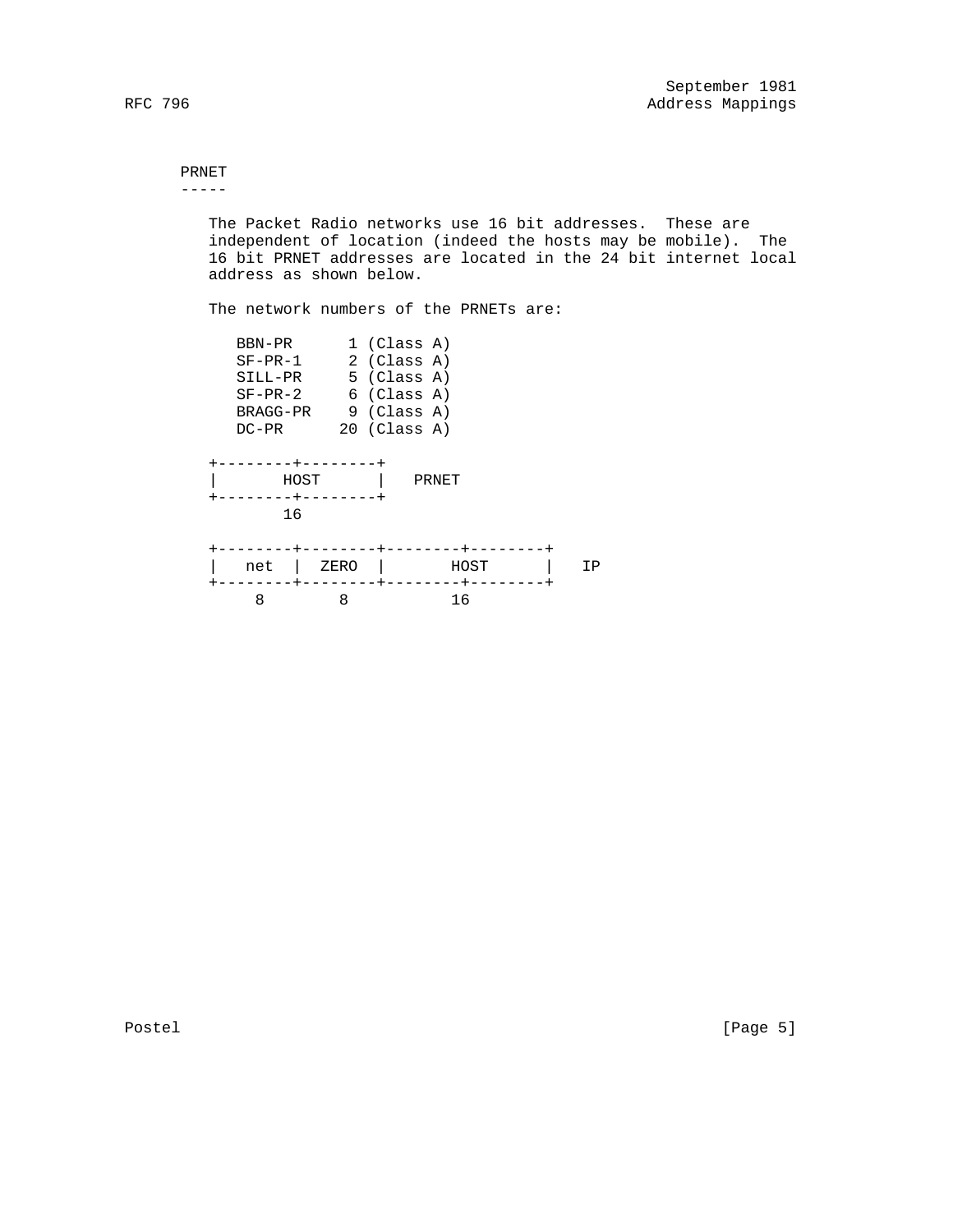## PRNET

The Packet Radio networks use 16 bit addresses. These are independent of location (indeed the hosts may be mobile). The 16 bit PRNET addresses are located in the 24 bit internet local address as shown below.

The network numbers of the PRNETs are:

```
BBN-PR      1 (Class A)
SF-PR-1     2 (Class A)
SILL-PR     5 (Class A)
SF-PR-2     6 (Class A)
BRAGG-PR    9 (Class A)
DC-PR      20 (Class A)
```

```
+--------+--------+
|      HOST       |   PRNET
+--------+--------+
       16

+--------+--------+--------+--------+
|  net   |  ZERO  |      HOST       |   IP
+--------+--------+--------+--------+
    8        8           16
```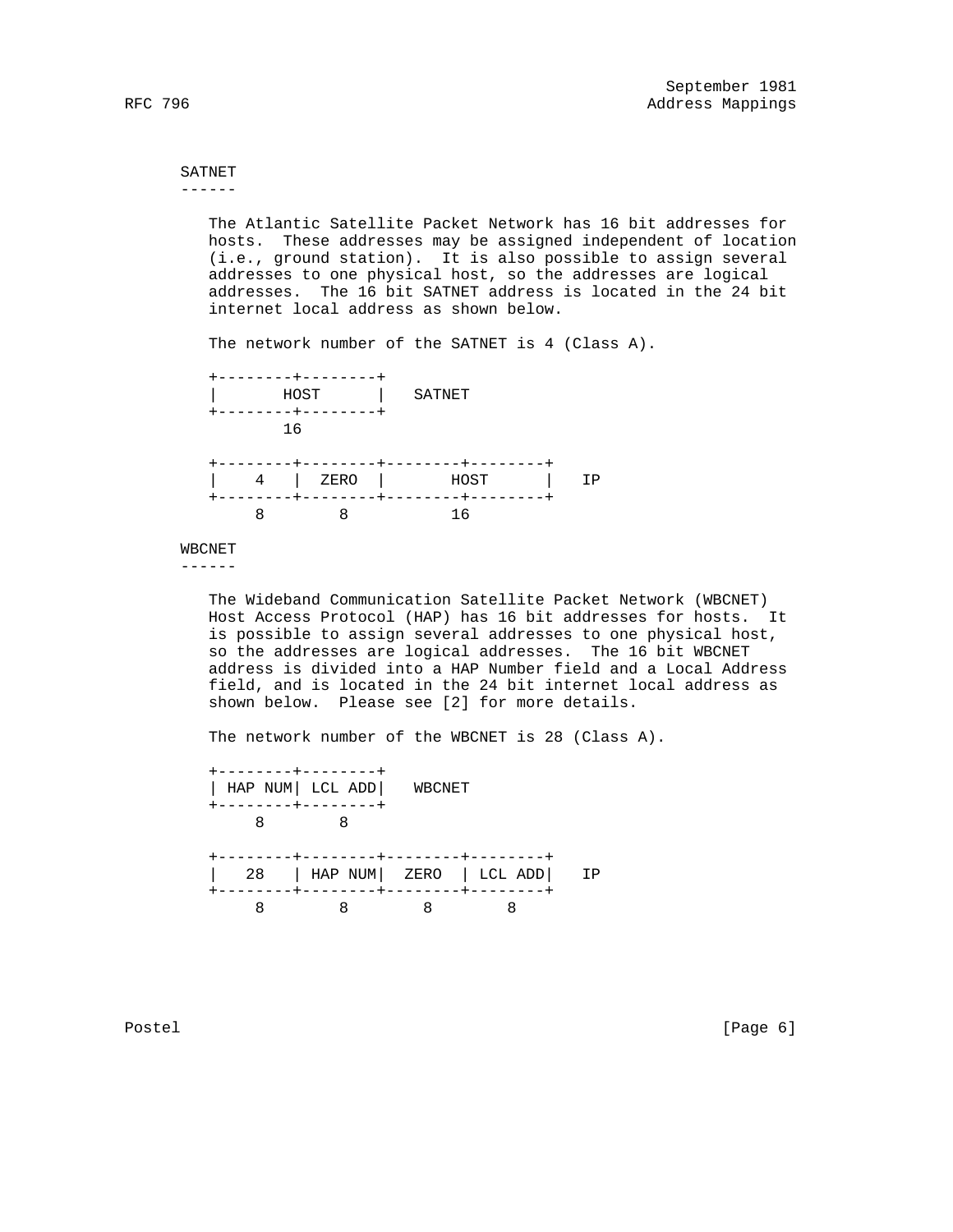### SATNET

The Atlantic Satellite Packet Network has 16 bit addresses for hosts. These addresses may be assigned independent of location (i.e., ground station). It is also possible to assign several addresses to one physical host, so the addresses are logical addresses. The 16 bit SATNET address is located in the 24 bit internet local address as shown below.

The network number of the SATNET is 4 (Class A).

```
+--------+--------+
|       HOST      |   SATNET
+--------+--------+
        16

+--------+--------+--------+--------+
|    4   |  ZERO  |       HOST      |   IP
+--------+--------+--------+--------+
     8        8           16
```

### WBCNET

The Wideband Communication Satellite Packet Network (WBCNET) Host Access Protocol (HAP) has 16 bit addresses for hosts. It is possible to assign several addresses to one physical host, so the addresses are logical addresses. The 16 bit WBCNET address is divided into a HAP Number field and a Local Address field, and is located in the 24 bit internet local address as shown below. Please see [2] for more details.

The network number of the WBCNET is 28 (Class A).

```
+--------+--------+
| HAP NUM| LCL ADD|   WBCNET
+--------+--------+
     8        8

+--------+--------+--------+--------+
|   28   | HAP NUM|  ZERO  | LCL ADD|   IP
+--------+--------+--------+--------+
     8        8        8        8
```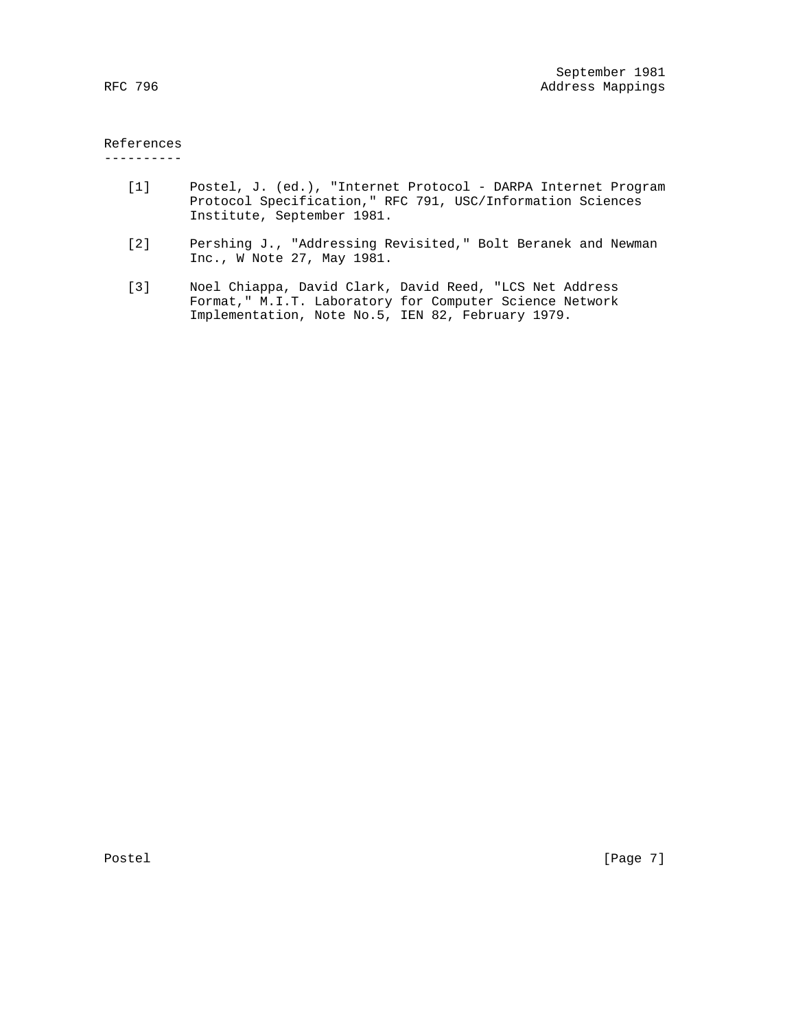## References

[1] Postel, J. (ed.), "Internet Protocol - DARPA Internet Program Protocol Specification," RFC 791, USC/Information Sciences Institute, September 1981.

[2] Pershing J., "Addressing Revisited," Bolt Beranek and Newman Inc., W Note 27, May 1981.

[3] Noel Chiappa, David Clark, David Reed, "LCS Net Address Format," M.I.T. Laboratory for Computer Science Network Implementation, Note No.5, IEN 82, February 1979.